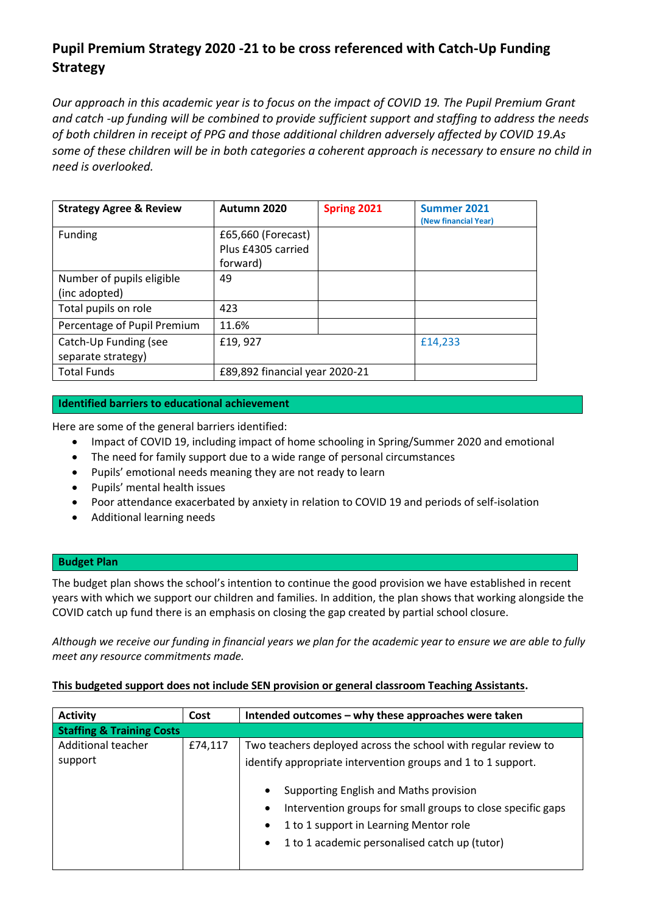# Pupil Premium Strategy 2020 -21 to be cross referenced with Catch-Up Funding Strategy

*Our approach in this academic year is to focus on the impact of COVID 19. The Pupil Premium Grant and catch -up funding will be combined to provide sufficient support and staffing to address the needs of both children in receipt of PPG and those additional children adversely affected by COVID 19.As some of these children will be in both categories a coherent approach is necessary to ensure no child in need is overlooked.*

| Strategy Agree & Review | Autumn 2020 | Spring 2021 | Summer 2021 (New financial Year) |
|---|---|---|---|
| Funding | £65,660 (Forecast) Plus £4305 carried forward) | | |
| Number of pupils eligible (inc adopted) | 49 | | |
| Total pupils on role | 423 | | |
| Percentage of Pupil Premium | 11.6% | | |
| Catch-Up Funding (see separate strategy) | £19, 927 | | £14,233 |
| Total Funds | £89,892 financial year 2020-21 | | |

## Identified barriers to educational achievement

Here are some of the general barriers identified:

- Impact of COVID 19, including impact of home schooling in Spring/Summer 2020 and emotional
- The need for family support due to a wide range of personal circumstances
- Pupils' emotional needs meaning they are not ready to learn
- Pupils' mental health issues
- Poor attendance exacerbated by anxiety in relation to COVID 19 and periods of self-isolation
- Additional learning needs

## Budget Plan

The budget plan shows the school's intention to continue the good provision we have established in recent years with which we support our children and families. In addition, the plan shows that working alongside the COVID catch up fund there is an emphasis on closing the gap created by partial school closure.

*Although we receive our funding in financial years we plan for the academic year to ensure we are able to fully meet any resource commitments made.*

**This budgeted support does not include SEN provision or general classroom Teaching Assistants.**

| Activity | Cost | Intended outcomes – why these approaches were taken |
|---|---|---|
| **Staffing & Training Costs** | | |
| Additional teacher support | £74,117 | Two teachers deployed across the school with regular review to identify appropriate intervention groups and 1 to 1 support.<br>• Supporting English and Maths provision<br>• Intervention groups for small groups to close specific gaps<br>• 1 to 1 support in Learning Mentor role<br>• 1 to 1 academic personalised catch up (tutor) |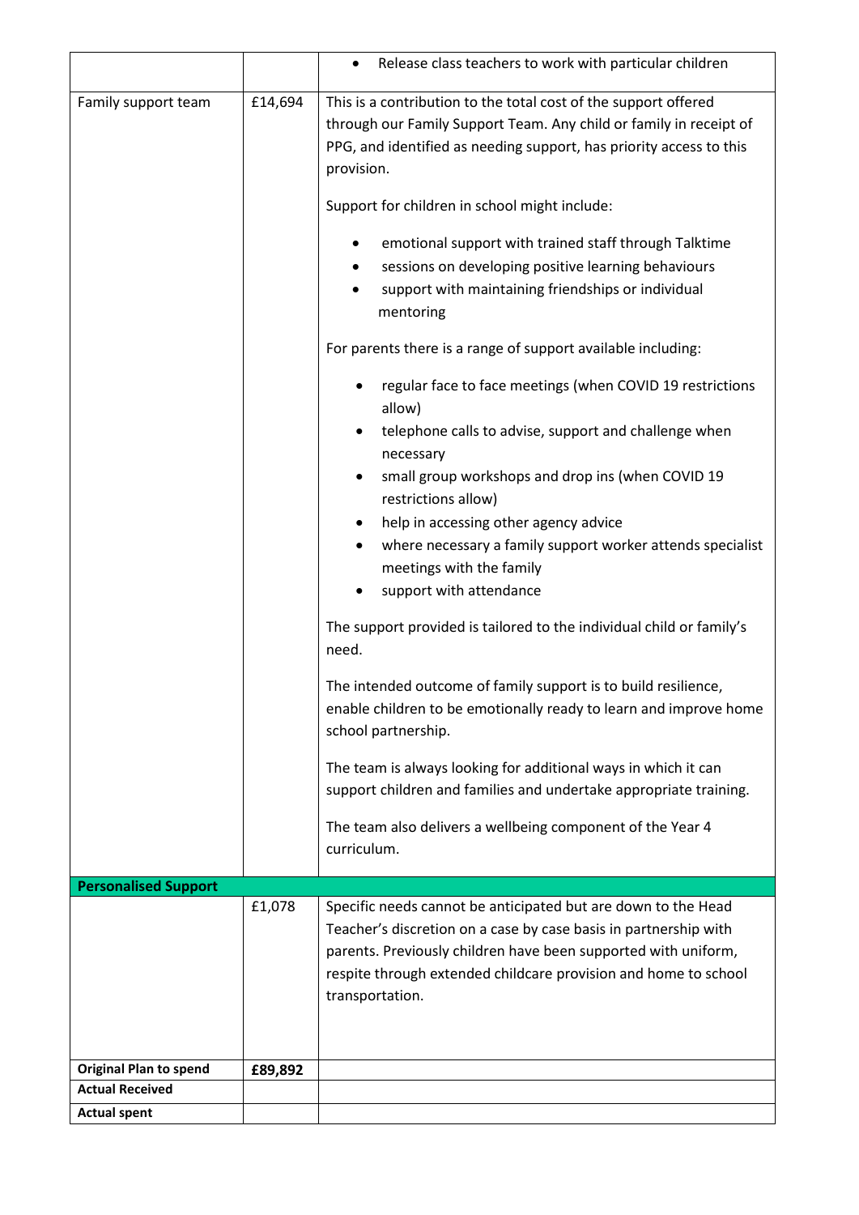| | | |
|---|---|---|
| | | • Release class teachers to work with particular children |
| Family support team | £14,694 | This is a contribution to the total cost of the support offered through our Family Support Team. Any child or family in receipt of PPG, and identified as needing support, has priority access to this provision.<br><br>Support for children in school might include:<br><br>• emotional support with trained staff through Talktime<br>• sessions on developing positive learning behaviours<br>• support with maintaining friendships or individual mentoring<br><br>For parents there is a range of support available including:<br><br>• regular face to face meetings (when COVID 19 restrictions allow)<br>• telephone calls to advise, support and challenge when necessary<br>• small group workshops and drop ins (when COVID 19 restrictions allow)<br>• help in accessing other agency advice<br>• where necessary a family support worker attends specialist meetings with the family<br>• support with attendance<br><br>The support provided is tailored to the individual child or family's need.<br><br>The intended outcome of family support is to build resilience, enable children to be emotionally ready to learn and improve home school partnership.<br><br>The team is always looking for additional ways in which it can support children and families and undertake appropriate training.<br><br>The team also delivers a wellbeing component of the Year 4 curriculum. |
| **Personalised Support** | | |
| | £1,078 | Specific needs cannot be anticipated but are down to the Head Teacher's discretion on a case by case basis in partnership with parents. Previously children have been supported with uniform, respite through extended childcare provision and home to school transportation. |
| **Original Plan to spend** | **£89,892** | |
| **Actual Received** | | |
| **Actual spent** | | |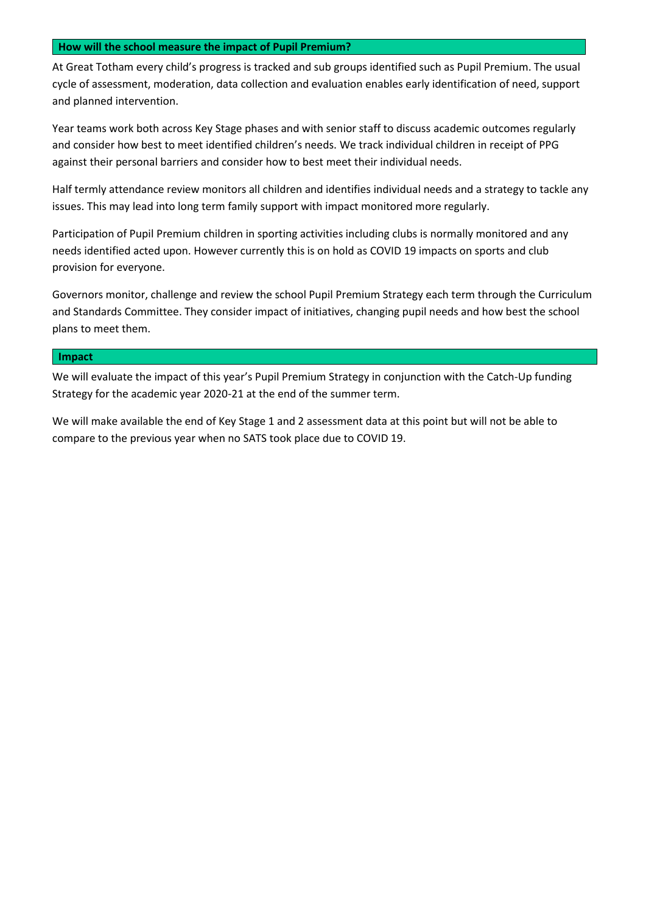## How will the school measure the impact of Pupil Premium?

At Great Totham every child's progress is tracked and sub groups identified such as Pupil Premium. The usual cycle of assessment, moderation, data collection and evaluation enables early identification of need, support and planned intervention.

Year teams work both across Key Stage phases and with senior staff to discuss academic outcomes regularly and consider how best to meet identified children's needs. We track individual children in receipt of PPG against their personal barriers and consider how to best meet their individual needs.

Half termly attendance review monitors all children and identifies individual needs and a strategy to tackle any issues. This may lead into long term family support with impact monitored more regularly.

Participation of Pupil Premium children in sporting activities including clubs is normally monitored and any needs identified acted upon. However currently this is on hold as COVID 19 impacts on sports and club provision for everyone.

Governors monitor, challenge and review the school Pupil Premium Strategy each term through the Curriculum and Standards Committee. They consider impact of initiatives, changing pupil needs and how best the school plans to meet them.

## Impact

We will evaluate the impact of this year's Pupil Premium Strategy in conjunction with the Catch-Up funding Strategy for the academic year 2020-21 at the end of the summer term.

We will make available the end of Key Stage 1 and 2 assessment data at this point but will not be able to compare to the previous year when no SATS took place due to COVID 19.